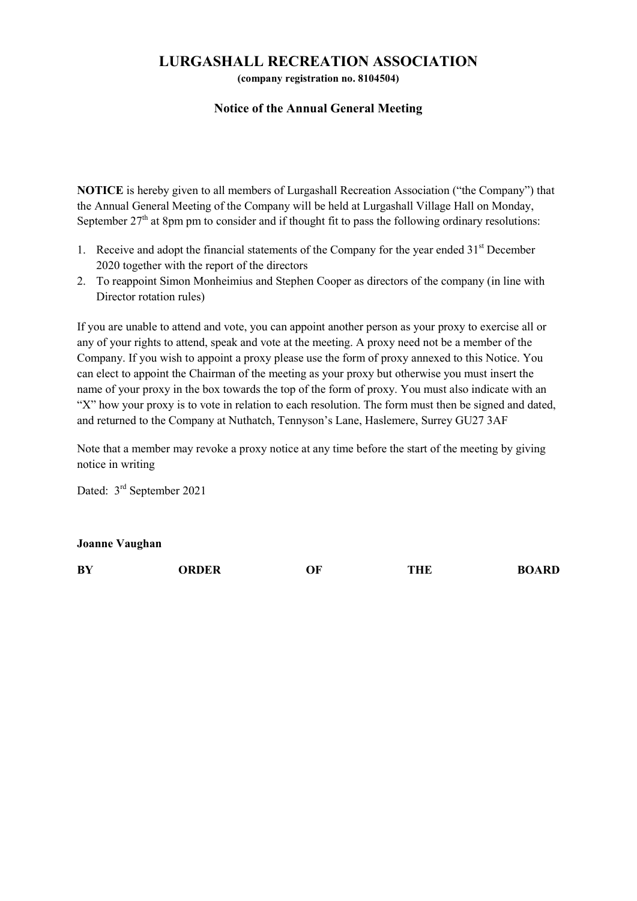# LURGASHALL RECREATION ASSOCIATION

**(company registration no. 8104504)**

### Notice of the Annual General Meeting

**NOTICE** is hereby given to all members of Lurgashall Recreation Association ("the Company") that the Annual General Meeting of the Company will be held at Lurgashall Village Hall on Monday, September 27th at 8pm pm to consider and if thought fit to pass the following ordinary resolutions:

1. Receive and adopt the financial statements of the Company for the year ended 31st December 2020 together with the report of the directors
2. To reappoint Simon Monheimius and Stephen Cooper as directors of the company (in line with Director rotation rules)

If you are unable to attend and vote, you can appoint another person as your proxy to exercise all or any of your rights to attend, speak and vote at the meeting. A proxy need not be a member of the Company. If you wish to appoint a proxy please use the form of proxy annexed to this Notice. You can elect to appoint the Chairman of the meeting as your proxy but otherwise you must insert the name of your proxy in the box towards the top of the form of proxy. You must also indicate with an "X" how your proxy is to vote in relation to each resolution. The form must then be signed and dated, and returned to the Company at Nuthatch, Tennyson's Lane, Haslemere, Surrey GU27 3AF

Note that a member may revoke a proxy notice at any time before the start of the meeting by giving notice in writing

Dated: 3rd September 2021

**Joanne Vaughan**

**BY ORDER OF THE BOARD**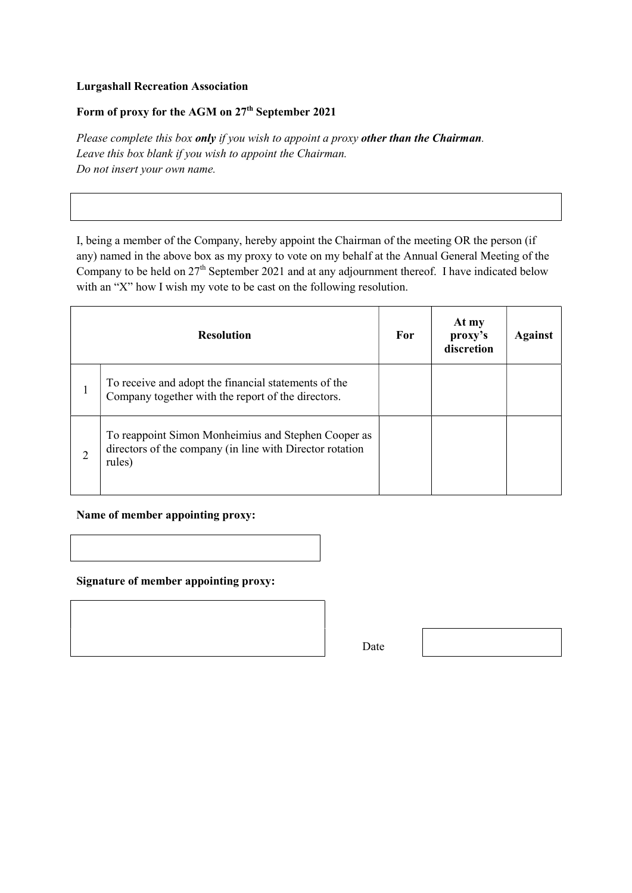**Lurgashall Recreation Association**

**Form of proxy for the AGM on 27th September 2021**

*Please complete this box* ***only*** *if you wish to appoint a proxy* ***other than the Chairman****.*
*Leave this box blank if you wish to appoint the Chairman.*
*Do not insert your own name.*

| |
|---|
| |

I, being a member of the Company, hereby appoint the Chairman of the meeting OR the person (if any) named in the above box as my proxy to vote on my behalf at the Annual General Meeting of the Company to be held on 27th September 2021 and at any adjournment thereof. I have indicated below with an "X" how I wish my vote to be cast on the following resolution.

| | **Resolution** | **For** | **At my proxy's discretion** | **Against** |
|---|---|---|---|---|
| 1 | To receive and adopt the financial statements of the Company together with the report of the directors. | | | |
| 2 | To reappoint Simon Monheimius and Stephen Cooper as directors of the company (in line with Director rotation rules) | | | |

**Name of member appointing proxy:**

| |
|---|
| |

**Signature of member appointing proxy:**

| | | |
|---|---|---|
| | Date | |